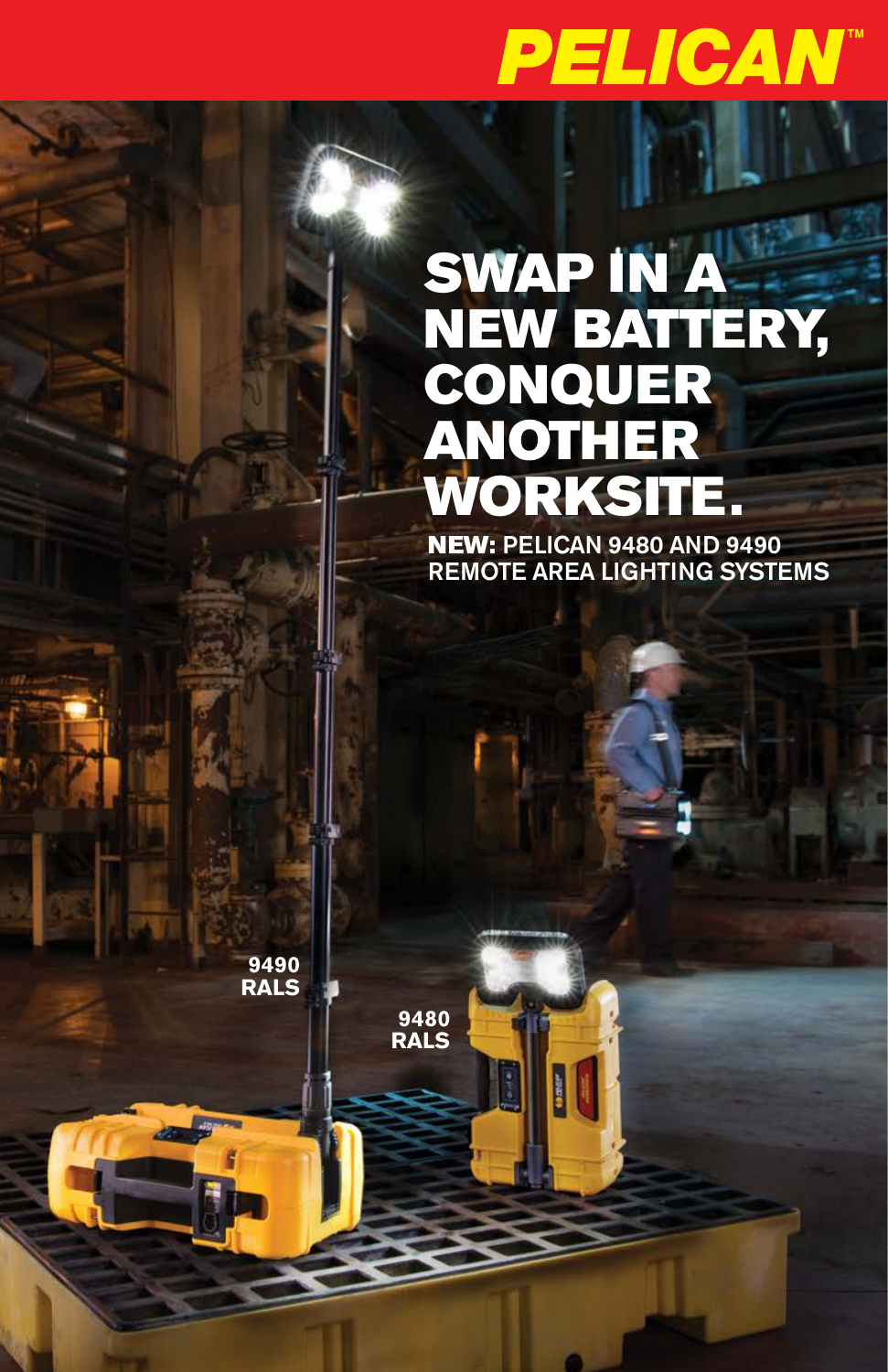PELICAN™

# SWAP IN A NEW BATTERY, CONQUER ANOTHER WORKSITE.

**NEW:** PELICAN 9480 AND 9490 REMOTE AREA LIGHTING SYSTEMS

9490 RALS

9480 RALS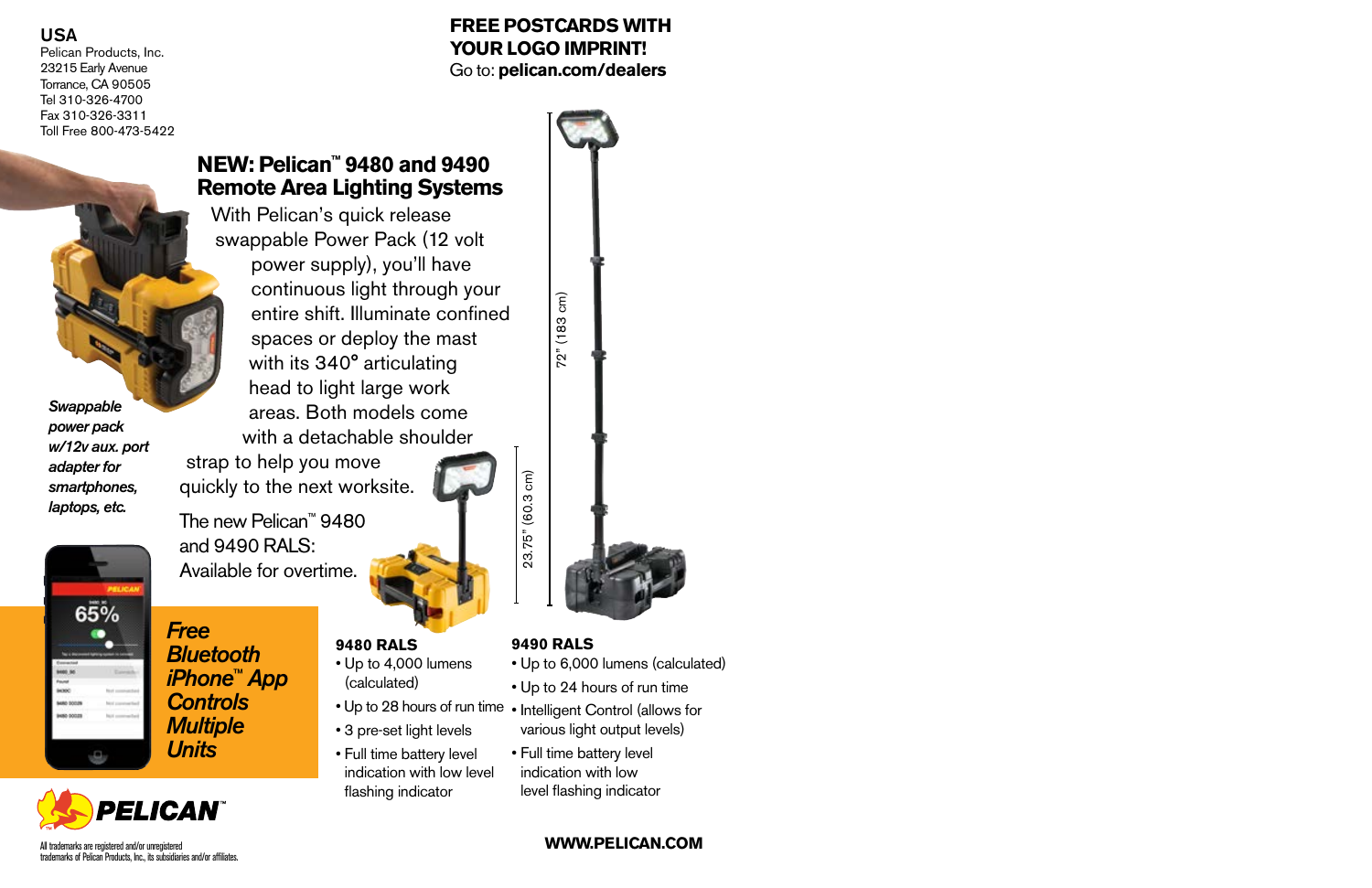**USA**
Pelican Products, Inc.
23215 Early Avenue
Torrance, CA 90505
Tel 310-326-4700
Fax 310-326-3311
Toll Free 800-473-5422

**FREE POSTCARDS WITH YOUR LOGO IMPRINT!**
Go to: **pelican.com/dealers**

## NEW: Pelican™ 9480 and 9490 Remote Area Lighting Systems

With Pelican's quick release swappable Power Pack (12 volt power supply), you'll have continuous light through your entire shift. Illuminate confined spaces or deploy the mast with its 340° articulating head to light large work areas. Both models come with a detachable shoulder strap to help you move quickly to the next worksite.

The new Pelican™ 9480 and 9490 RALS: Available for overtime.

*Swappable power pack w/12v aux. port adapter for smartphones, laptops, etc.*

23.75" (60.3 cm)

72" (183 cm)

***Free Bluetooth iPhone™ App Controls Multiple Units***

### 9480 RALS

- Up to 4,000 lumens (calculated)
- Up to 28 hours of run time
- 3 pre-set light levels
- Full time battery level indication with low level flashing indicator

### 9490 RALS

- Up to 6,000 lumens (calculated)
- Up to 24 hours of run time
- Intelligent Control (allows for various light output levels)
- Full time battery level indication with low level flashing indicator

PELICAN™

All trademarks are registered and/or unregistered trademarks of Pelican Products, Inc., its subsidiaries and/or affiliates.

**WWW.PELICAN.COM**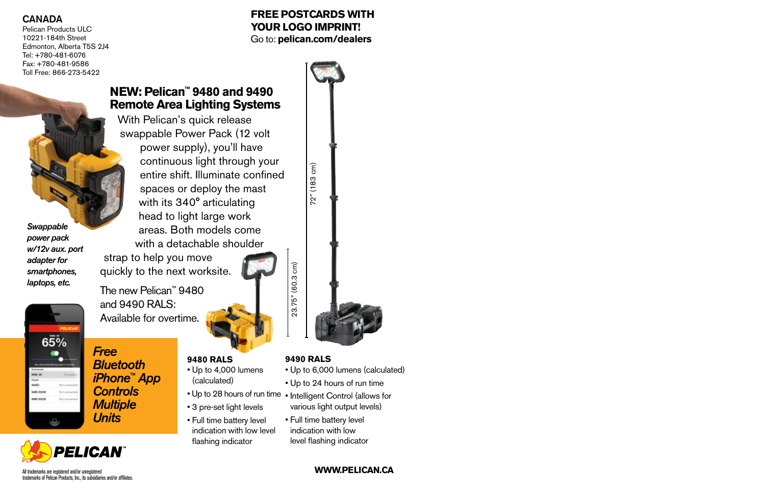**CANADA**
Pelican Products ULC
10221-184th Street
Edmonton, Alberta T5S 2J4
Tel: +780-481-6076
Fax: +780-481-9586
Toll Free: 866-273-5422

**FREE POSTCARDS WITH YOUR LOGO IMPRINT!**
Go to: **pelican.com/dealers**

## NEW: Pelican™ 9480 and 9490 Remote Area Lighting Systems

With Pelican's quick release swappable Power Pack (12 volt power supply), you'll have continuous light through your entire shift. Illuminate confined spaces or deploy the mast with its 340° articulating head to light large work areas. Both models come with a detachable shoulder strap to help you move quickly to the next worksite.

The new Pelican™ 9480 and 9490 RALS: Available for overtime.

*Swappable power pack w/12v aux. port adapter for smartphones, laptops, etc.*

72" (183 cm)

23.75" (60.3 cm)

***Free Bluetooth iPhone™ App Controls Multiple Units***

**9480 RALS**
- Up to 4,000 lumens (calculated)
- Up to 28 hours of run time
- 3 pre-set light levels
- Full time battery level indication with low level flashing indicator

**9490 RALS**
- Up to 6,000 lumens (calculated)
- Up to 24 hours of run time
- Intelligent Control (allows for various light output levels)
- Full time battery level indication with low level flashing indicator

**PELICAN™**

All trademarks are registered and/or unregistered trademarks of Pelican Products, Inc., its subsidiaries and/or affiliates.

**WWW.PELICAN.CA**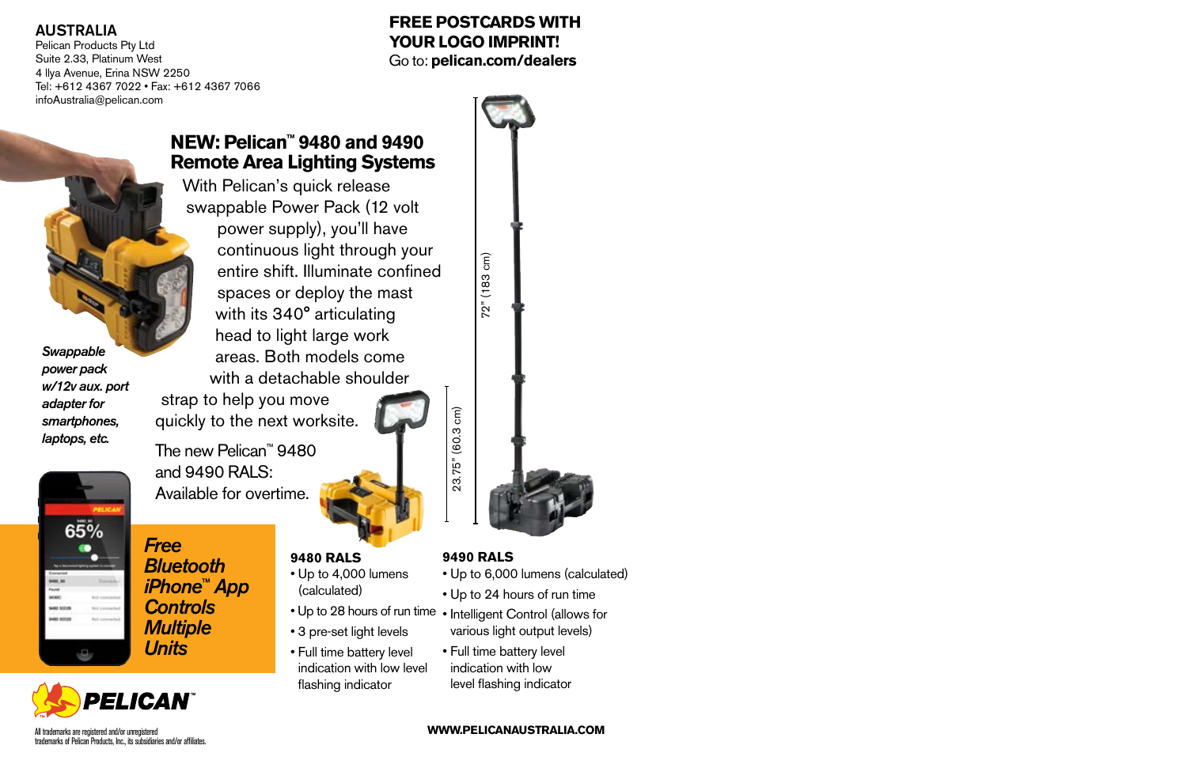**AUSTRALIA**
Pelican Products Pty Ltd
Suite 2.33, Platinum West
4 Ilya Avenue, Erina NSW 2250
Tel: +612 4367 7022 • Fax: +612 4367 7066
infoAustralia@pelican.com

**FREE POSTCARDS WITH YOUR LOGO IMPRINT!**
Go to: **pelican.com/dealers**

## NEW: Pelican™ 9480 and 9490 Remote Area Lighting Systems

With Pelican's quick release swappable Power Pack (12 volt power supply), you'll have continuous light through your entire shift. Illuminate confined spaces or deploy the mast with its 340° articulating head to light large work areas. Both models come with a detachable shoulder strap to help you move quickly to the next worksite.

The new Pelican™ 9480 and 9490 RALS: Available for overtime.

*Swappable power pack w/12v aux. port adapter for smartphones, laptops, etc.*

72" (183 cm)

23.75" (60.3 cm)

***Free Bluetooth iPhone™ App Controls Multiple Units***

**9480 RALS**

- Up to 4,000 lumens (calculated)
- Up to 28 hours of run time
- 3 pre-set light levels
- Full time battery level indication with low level flashing indicator

**9490 RALS**

- Up to 6,000 lumens (calculated)
- Up to 24 hours of run time
- Intelligent Control (allows for various light output levels)
- Full time battery level indication with low level flashing indicator

PELICAN™

All trademarks are registered and/or unregistered trademarks of Pelican Products, Inc., its subsidiaries and/or affiliates.

**WWW.PELICANAUSTRALIA.COM**